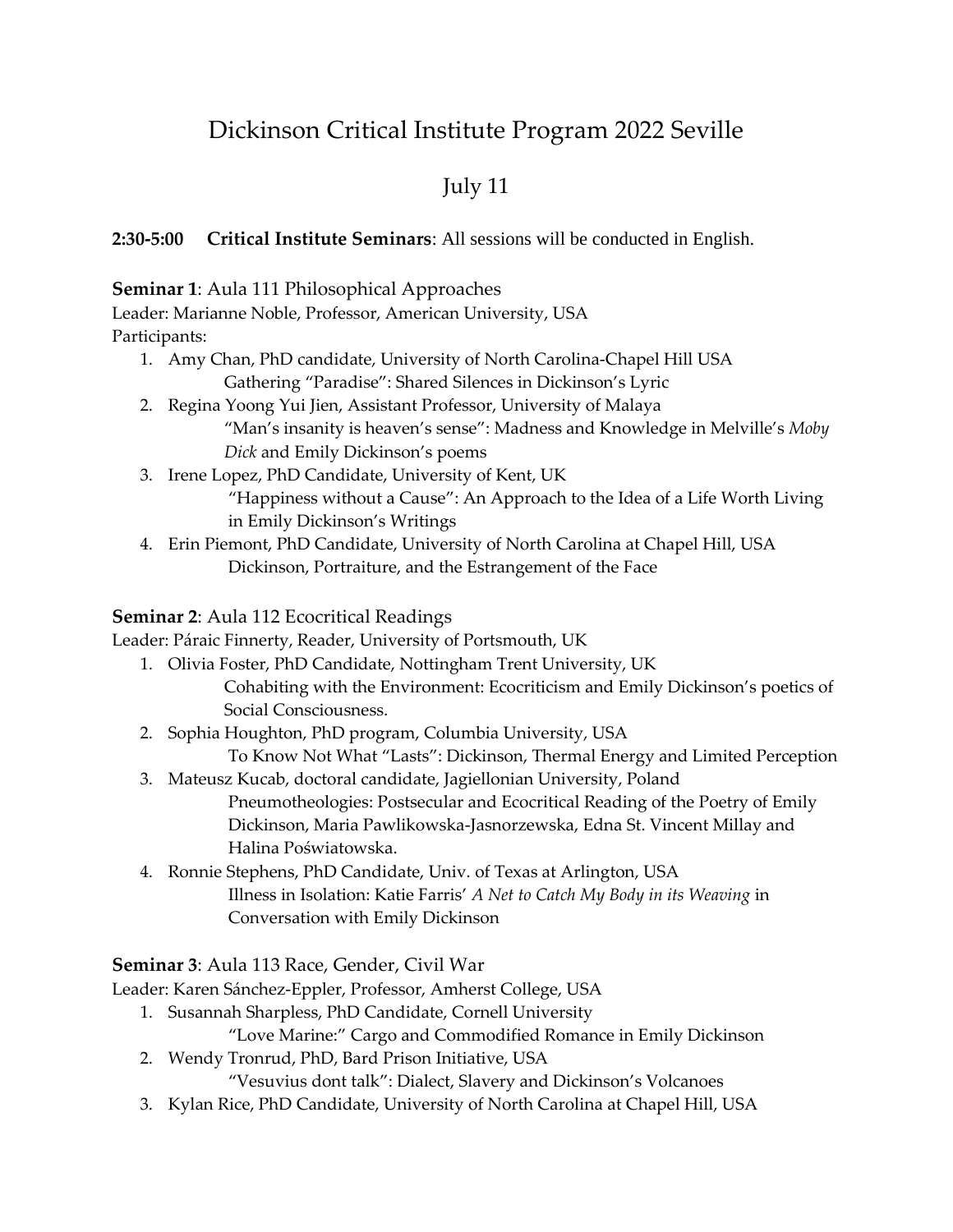# Dickinson Critical Institute Program 2022 Seville

## July 11

**2:30-5:00 Critical Institute Seminars**: All sessions will be conducted in English.

**Seminar 1**: Aula 111 Philosophical Approaches
Leader: Marianne Noble, Professor, American University, USA
Participants:

1. Amy Chan, PhD candidate, University of North Carolina-Chapel Hill USA
   Gathering "Paradise": Shared Silences in Dickinson's Lyric
2. Regina Yoong Yui Jien, Assistant Professor, University of Malaya
   "Man's insanity is heaven's sense": Madness and Knowledge in Melville's *Moby Dick* and Emily Dickinson's poems
3. Irene Lopez, PhD Candidate, University of Kent, UK
   "Happiness without a Cause": An Approach to the Idea of a Life Worth Living in Emily Dickinson's Writings
4. Erin Piemont, PhD Candidate, University of North Carolina at Chapel Hill, USA
   Dickinson, Portraiture, and the Estrangement of the Face

**Seminar 2**: Aula 112 Ecocritical Readings
Leader: Páraic Finnerty, Reader, University of Portsmouth, UK

1. Olivia Foster, PhD Candidate, Nottingham Trent University, UK
   Cohabiting with the Environment: Ecocriticism and Emily Dickinson's poetics of Social Consciousness.
2. Sophia Houghton, PhD program, Columbia University, USA
   To Know Not What "Lasts": Dickinson, Thermal Energy and Limited Perception
3. Mateusz Kucab, doctoral candidate, Jagiellonian University, Poland
   Pneumotheologies: Postsecular and Ecocritical Reading of the Poetry of Emily Dickinson, Maria Pawlikowska-Jasnorzewska, Edna St. Vincent Millay and Halina Poświatowska.
4. Ronnie Stephens, PhD Candidate, Univ. of Texas at Arlington, USA
   Illness in Isolation: Katie Farris' *A Net to Catch My Body in its Weaving* in Conversation with Emily Dickinson

**Seminar 3**: Aula 113 Race, Gender, Civil War
Leader: Karen Sánchez-Eppler, Professor, Amherst College, USA

1. Susannah Sharpless, PhD Candidate, Cornell University
   "Love Marine:" Cargo and Commodified Romance in Emily Dickinson
2. Wendy Tronrud, PhD, Bard Prison Initiative, USA
   "Vesuvius dont talk": Dialect, Slavery and Dickinson's Volcanoes
3. Kylan Rice, PhD Candidate, University of North Carolina at Chapel Hill, USA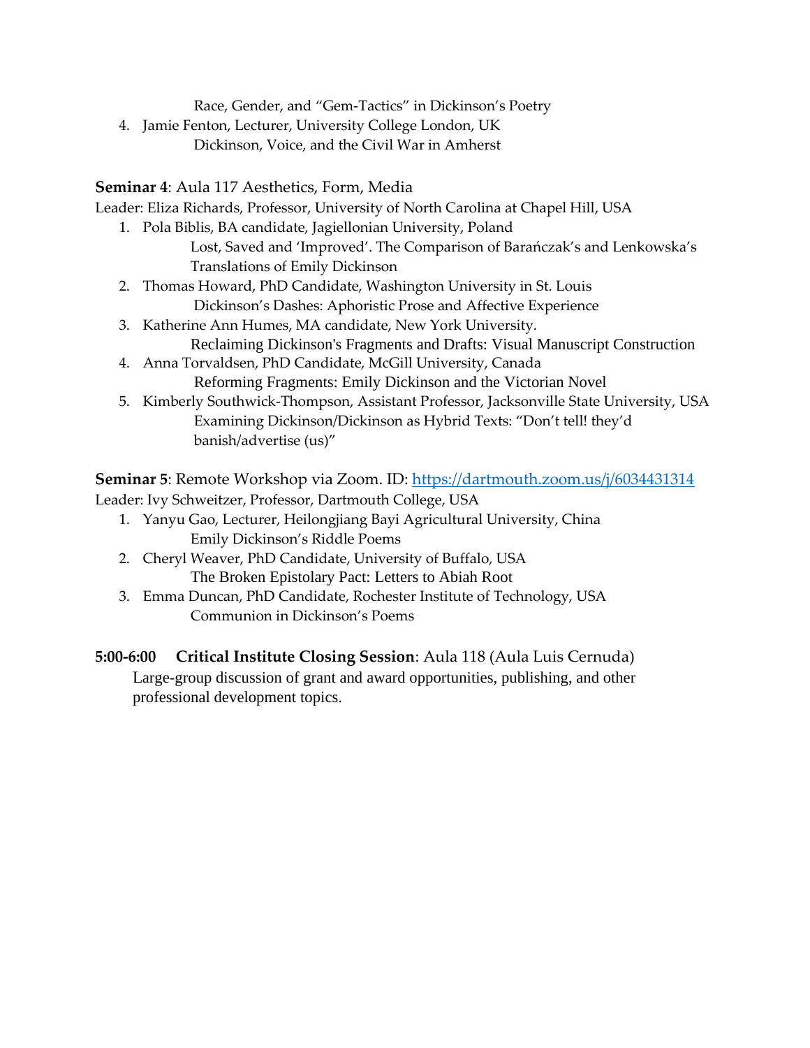Race, Gender, and "Gem-Tactics" in Dickinson's Poetry

4. Jamie Fenton, Lecturer, University College London, UK
   Dickinson, Voice, and the Civil War in Amherst

**Seminar 4**: Aula 117 Aesthetics, Form, Media

Leader: Eliza Richards, Professor, University of North Carolina at Chapel Hill, USA

1. Pola Biblis, BA candidate, Jagiellonian University, Poland
   Lost, Saved and 'Improved'. The Comparison of Barańczak's and Lenkowska's Translations of Emily Dickinson
2. Thomas Howard, PhD Candidate, Washington University in St. Louis
   Dickinson's Dashes: Aphoristic Prose and Affective Experience
3. Katherine Ann Humes, MA candidate, New York University.
   Reclaiming Dickinson's Fragments and Drafts: Visual Manuscript Construction
4. Anna Torvaldsen, PhD Candidate, McGill University, Canada
   Reforming Fragments: Emily Dickinson and the Victorian Novel
5. Kimberly Southwick-Thompson, Assistant Professor, Jacksonville State University, USA
   Examining Dickinson/Dickinson as Hybrid Texts: "Don't tell! they'd banish/advertise (us)"

**Seminar 5**: Remote Workshop via Zoom. ID: https://dartmouth.zoom.us/j/6034431314

Leader: Ivy Schweitzer, Professor, Dartmouth College, USA

1. Yanyu Gao, Lecturer, Heilongjiang Bayi Agricultural University, China
   Emily Dickinson's Riddle Poems
2. Cheryl Weaver, PhD Candidate, University of Buffalo, USA
   The Broken Epistolary Pact: Letters to Abiah Root
3. Emma Duncan, PhD Candidate, Rochester Institute of Technology, USA
   Communion in Dickinson's Poems

**5:00-6:00 Critical Institute Closing Session**: Aula 118 (Aula Luis Cernuda)

Large-group discussion of grant and award opportunities, publishing, and other professional development topics.